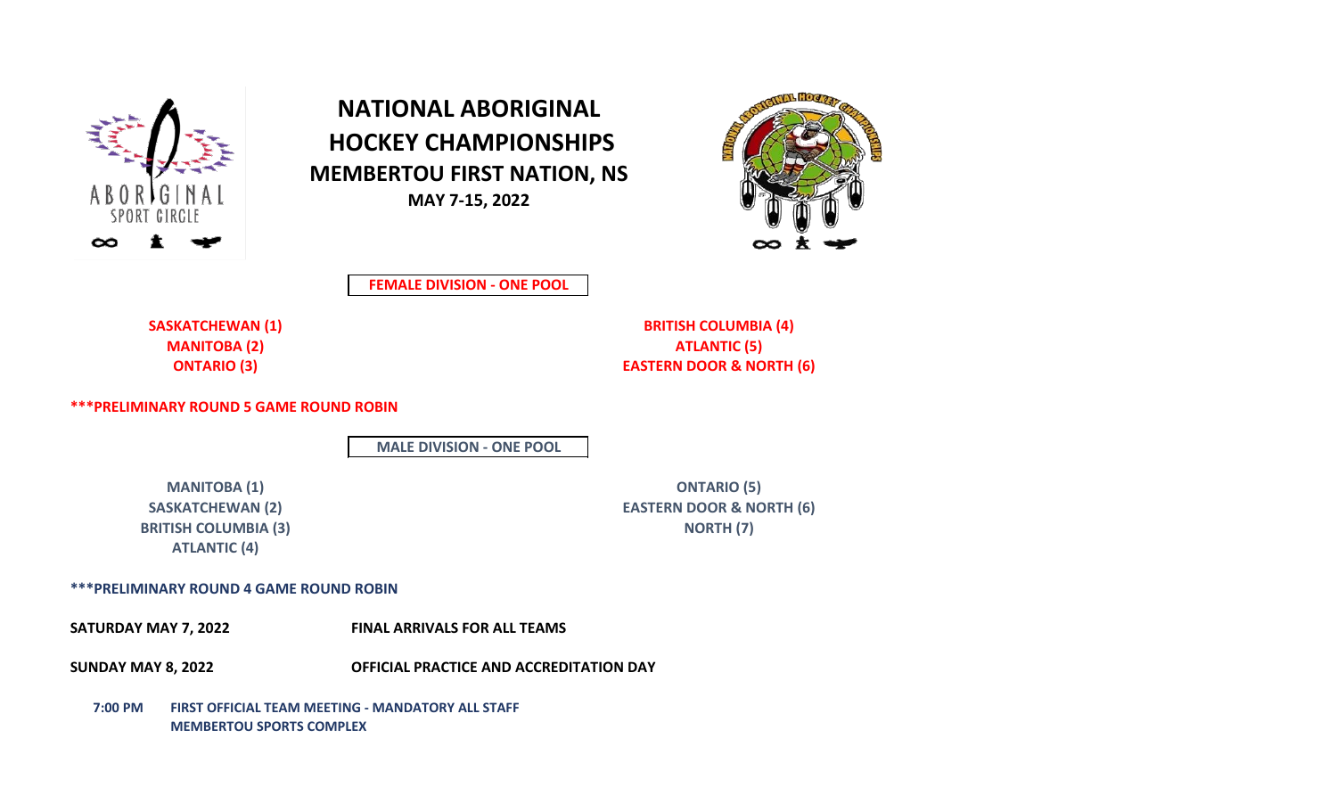# NATIONAL ABORIGINAL HOCKEY CHAMPIONSHIPS

## MEMBERTOU FIRST NATION, NS

**MAY 7-15, 2022**

**FEMALE DIVISION - ONE POOL**

- **SASKATCHEWAN (1)**
- **MANITOBA (2)**
- **ONTARIO (3)**
- **BRITISH COLUMBIA (4)**
- **ATLANTIC (5)**
- **EASTERN DOOR & NORTH (6)**

**\*\*\*PRELIMINARY ROUND 5 GAME ROUND ROBIN**

**MALE DIVISION - ONE POOL**

- **MANITOBA (1)**
- **SASKATCHEWAN (2)**
- **BRITISH COLUMBIA (3)**
- **ATLANTIC (4)**
- **ONTARIO (5)**
- **EASTERN DOOR & NORTH (6)**
- **NORTH (7)**

**\*\*\*PRELIMINARY ROUND 4 GAME ROUND ROBIN**

**SATURDAY MAY 7, 2022** — **FINAL ARRIVALS FOR ALL TEAMS**

**SUNDAY MAY 8, 2022** — **OFFICIAL PRACTICE AND ACCREDITATION DAY**

**7:00 PM** — **FIRST OFFICIAL TEAM MEETING - MANDATORY ALL STAFF**
**MEMBERTOU SPORTS COMPLEX**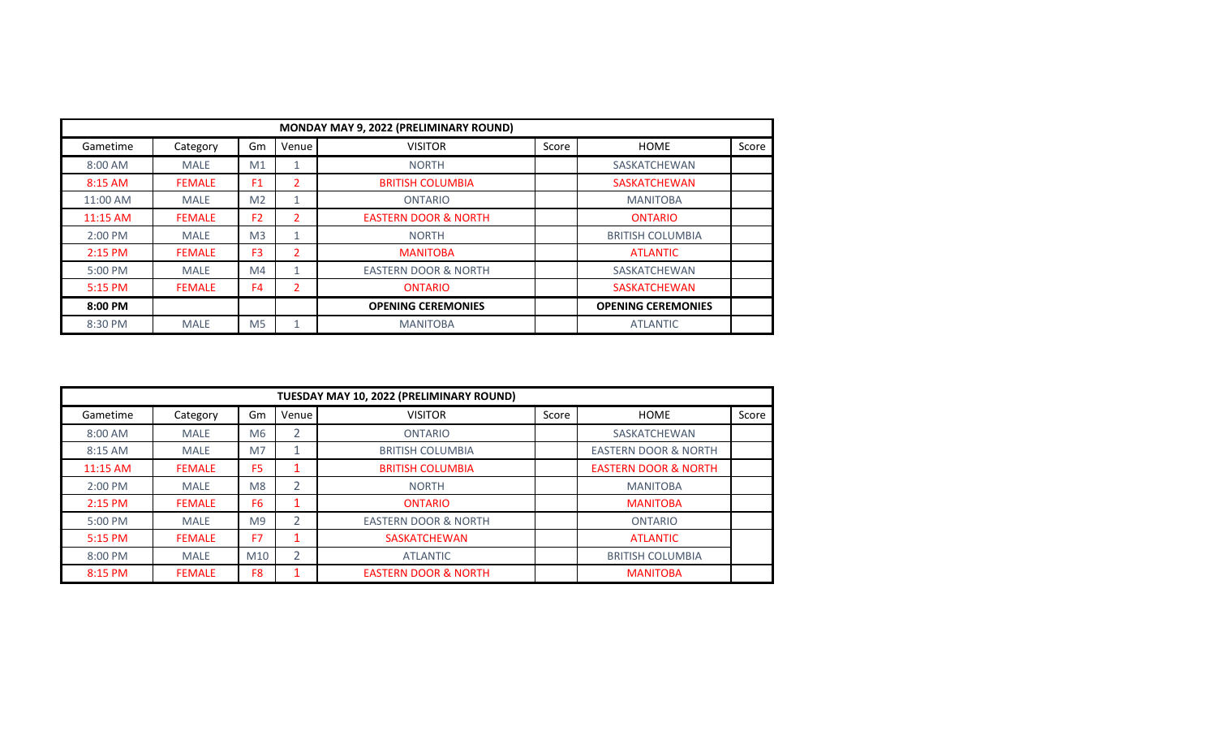| MONDAY MAY 9, 2022 (PRELIMINARY ROUND) | | | | | | | |
|---|---|---|---|---|---|---|---|
| Gametime | Category | Gm | Venue | VISITOR | Score | HOME | Score |
| 8:00 AM | MALE | M1 | 1 | NORTH | | SASKATCHEWAN | |
| 8:15 AM | FEMALE | F1 | 2 | BRITISH COLUMBIA | | SASKATCHEWAN | |
| 11:00 AM | MALE | M2 | 1 | ONTARIO | | MANITOBA | |
| 11:15 AM | FEMALE | F2 | 2 | EASTERN DOOR & NORTH | | ONTARIO | |
| 2:00 PM | MALE | M3 | 1 | NORTH | | BRITISH COLUMBIA | |
| 2:15 PM | FEMALE | F3 | 2 | MANITOBA | | ATLANTIC | |
| 5:00 PM | MALE | M4 | 1 | EASTERN DOOR & NORTH | | SASKATCHEWAN | |
| 5:15 PM | FEMALE | F4 | 2 | ONTARIO | | SASKATCHEWAN | |
| **8:00 PM** | | | | **OPENING CEREMONIES** | | **OPENING CEREMONIES** | |
| 8:30 PM | MALE | M5 | 1 | MANITOBA | | ATLANTIC | |

| TUESDAY MAY 10, 2022 (PRELIMINARY ROUND) | | | | | | | |
|---|---|---|---|---|---|---|---|
| Gametime | Category | Gm | Venue | VISITOR | Score | HOME | Score |
| 8:00 AM | MALE | M6 | 2 | ONTARIO | | SASKATCHEWAN | |
| 8:15 AM | MALE | M7 | 1 | BRITISH COLUMBIA | | EASTERN DOOR & NORTH | |
| 11:15 AM | FEMALE | F5 | 1 | BRITISH COLUMBIA | | EASTERN DOOR & NORTH | |
| 2:00 PM | MALE | M8 | 2 | NORTH | | MANITOBA | |
| 2:15 PM | FEMALE | F6 | 1 | ONTARIO | | MANITOBA | |
| 5:00 PM | MALE | M9 | 2 | EASTERN DOOR & NORTH | | ONTARIO | |
| 5:15 PM | FEMALE | F7 | 1 | SASKATCHEWAN | | ATLANTIC | |
| 8:00 PM | MALE | M10 | 2 | ATLANTIC | | BRITISH COLUMBIA | |
| 8:15 PM | FEMALE | F8 | 1 | EASTERN DOOR & NORTH | | MANITOBA | |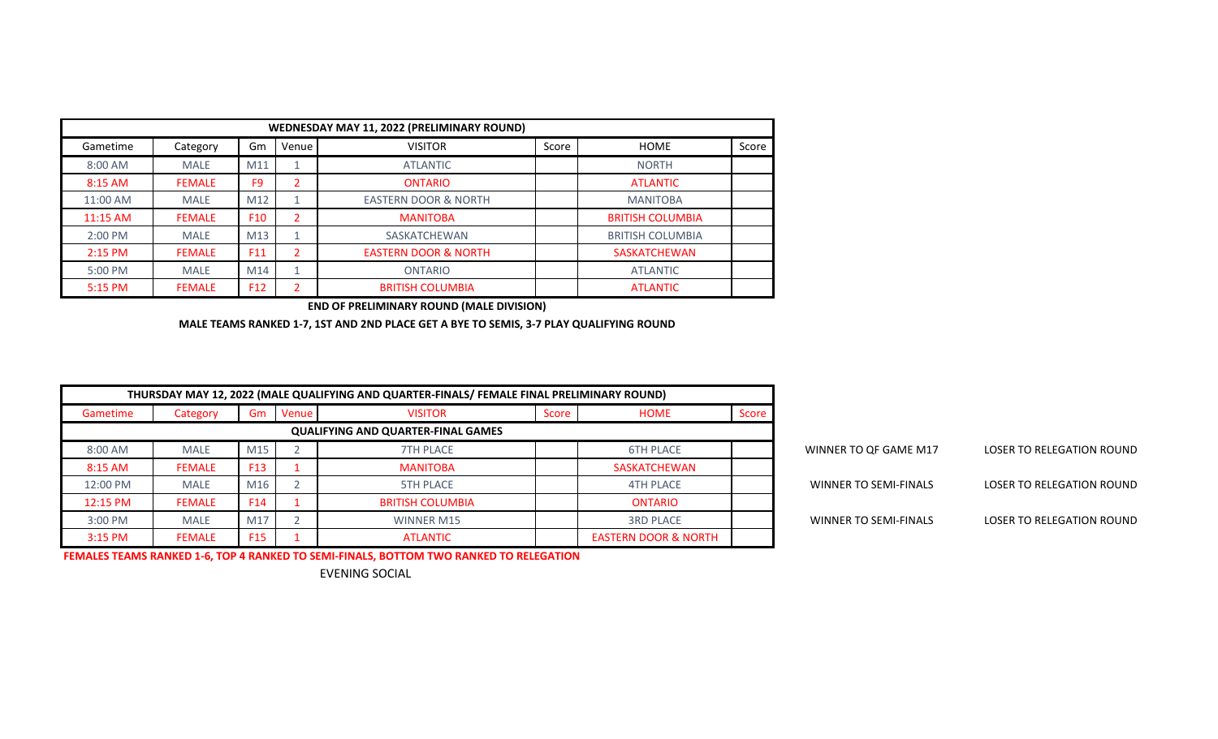| WEDNESDAY MAY 11, 2022 (PRELIMINARY ROUND) | | | | | | | |
|---|---|---|---|---|---|---|---|
| Gametime | Category | Gm | Venue | VISITOR | Score | HOME | Score |
| 8:00 AM | MALE | M11 | 1 | ATLANTIC | | NORTH | |
| 8:15 AM | FEMALE | F9 | 2 | ONTARIO | | ATLANTIC | |
| 11:00 AM | MALE | M12 | 1 | EASTERN DOOR & NORTH | | MANITOBA | |
| 11:15 AM | FEMALE | F10 | 2 | MANITOBA | | BRITISH COLUMBIA | |
| 2:00 PM | MALE | M13 | 1 | SASKATCHEWAN | | BRITISH COLUMBIA | |
| 2:15 PM | FEMALE | F11 | 2 | EASTERN DOOR & NORTH | | SASKATCHEWAN | |
| 5:00 PM | MALE | M14 | 1 | ONTARIO | | ATLANTIC | |
| 5:15 PM | FEMALE | F12 | 2 | BRITISH COLUMBIA | | ATLANTIC | |

**END OF PRELIMINARY ROUND (MALE DIVISION)**

**MALE TEAMS RANKED 1-7, 1ST AND 2ND PLACE GET A BYE TO SEMIS, 3-7 PLAY QUALIFYING ROUND**

| THURSDAY MAY 12, 2022 (MALE QUALIFYING AND QUARTER-FINALS/ FEMALE FINAL PRELIMINARY ROUND) | | | | | | | | | |
|---|---|---|---|---|---|---|---|---|---|
| Gametime | Category | Gm | Venue | VISITOR | Score | HOME | Score | | |
| QUALIFYING AND QUARTER-FINAL GAMES | | | | | | | | | |
| 8:00 AM | MALE | M15 | 2 | 7TH PLACE | | 6TH PLACE | | WINNER TO QF GAME M17 | LOSER TO RELEGATION ROUND |
| 8:15 AM | FEMALE | F13 | 1 | MANITOBA | | SASKATCHEWAN | | | |
| 12:00 PM | MALE | M16 | 2 | 5TH PLACE | | 4TH PLACE | | WINNER TO SEMI-FINALS | LOSER TO RELEGATION ROUND |
| 12:15 PM | FEMALE | F14 | 1 | BRITISH COLUMBIA | | ONTARIO | | | |
| 3:00 PM | MALE | M17 | 2 | WINNER M15 | | 3RD PLACE | | WINNER TO SEMI-FINALS | LOSER TO RELEGATION ROUND |
| 3:15 PM | FEMALE | F15 | 1 | ATLANTIC | | EASTERN DOOR & NORTH | | | |

**FEMALES TEAMS RANKED 1-6, TOP 4 RANKED TO SEMI-FINALS, BOTTOM TWO RANKED TO RELEGATION**

EVENING SOCIAL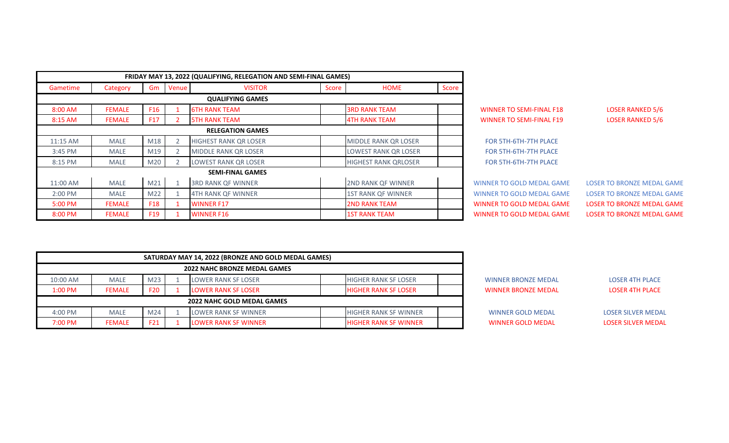| FRIDAY MAY 13, 2022 (QUALIFYING, RELEGATION AND SEMI-FINAL GAMES) | | | | | | | | | |
|---|---|---|---|---|---|---|---|---|---|
| Gametime | Category | Gm | Venue | VISITOR | Score | HOME | Score | | |
| QUALIFYING GAMES | | | | | | | | | |
| 8:00 AM | FEMALE | F16 | 1 | 6TH RANK TEAM | | 3RD RANK TEAM | | WINNER TO SEMI-FINAL F18 | LOSER RANKED 5/6 |
| 8:15 AM | FEMALE | F17 | 2 | 5TH RANK TEAM | | 4TH RANK TEAM | | WINNER TO SEMI-FINAL F19 | LOSER RANKED 5/6 |
| RELEGATION GAMES | | | | | | | | | |
| 11:15 AM | MALE | M18 | 2 | HIGHEST RANK QR LOSER | | MIDDLE RANK QR LOSER | | FOR 5TH-6TH-7TH PLACE | |
| 3:45 PM | MALE | M19 | 2 | MIDDLE RANK QR LOSER | | LOWEST RANK QR LOSER | | FOR 5TH-6TH-7TH PLACE | |
| 8:15 PM | MALE | M20 | 2 | LOWEST RANK QR LOSER | | HIGHEST RANK QRLOSER | | FOR 5TH-6TH-7TH PLACE | |
| SEMI-FINAL GAMES | | | | | | | | | |
| 11:00 AM | MALE | M21 | 1 | 3RD RANK QF WINNER | | 2ND RANK QF WINNER | | WINNER TO GOLD MEDAL GAME | LOSER TO BRONZE MEDAL GAME |
| 2:00 PM | MALE | M22 | 1 | 4TH RANK QF WINNER | | 1ST RANK QF WINNER | | WINNER TO GOLD MEDAL GAME | LOSER TO BRONZE MEDAL GAME |
| 5:00 PM | FEMALE | F18 | 1 | WINNER F17 | | 2ND RANK TEAM | | WINNER TO GOLD MEDAL GAME | LOSER TO BRONZE MEDAL GAME |
| 8:00 PM | FEMALE | F19 | 1 | WINNER F16 | | 1ST RANK TEAM | | WINNER TO GOLD MEDAL GAME | LOSER TO BRONZE MEDAL GAME |

| SATURDAY MAY 14, 2022 (BRONZE AND GOLD MEDAL GAMES) | | | | | | | | | |
|---|---|---|---|---|---|---|---|---|---|
| 2022 NAHC BRONZE MEDAL GAMES | | | | | | | | | |
| 10:00 AM | MALE | M23 | 1 | LOWER RANK SF LOSER | | HIGHER RANK SF LOSER | | WINNER BRONZE MEDAL | LOSER 4TH PLACE |
| 1:00 PM | FEMALE | F20 | 1 | LOWER RANK SF LOSER | | HIGHER RANK SF LOSER | | WINNER BRONZE MEDAL | LOSER 4TH PLACE |
| 2022 NAHC GOLD MEDAL GAMES | | | | | | | | | |
| 4:00 PM | MALE | M24 | 1 | LOWER RANK SF WINNER | | HIGHER RANK SF WINNER | | WINNER GOLD MEDAL | LOSER SILVER MEDAL |
| 7:00 PM | FEMALE | F21 | 1 | LOWER RANK SF WINNER | | HIGHER RANK SF WINNER | | WINNER GOLD MEDAL | LOSER SILVER MEDAL |